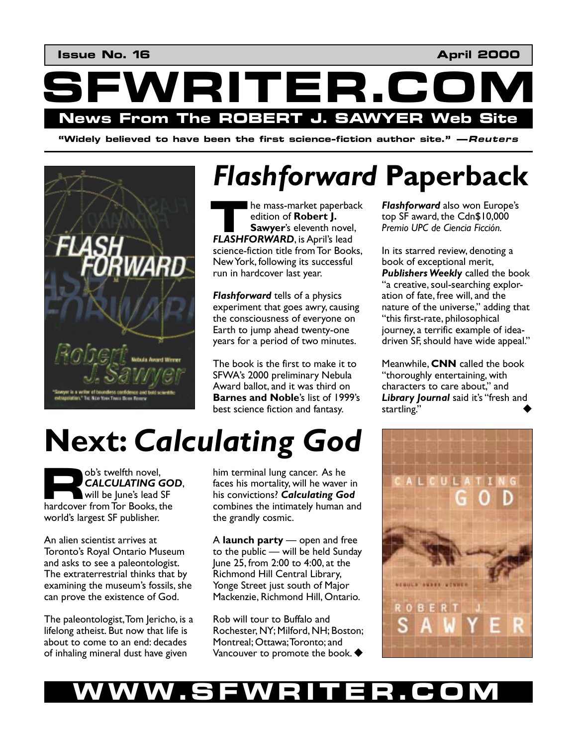**Issue No. 16** **April 2000**

# SFWRITER.COM

**News From The ROBERT J. SAWYER Web Site**

**"Widely believed to have been the first science-fiction author site." —*Reuters***

## *Flashforward* Paperback

The mass-market paperback edition of **Robert J. Sawyer**'s eleventh novel, ***FLASHFORWARD***, is April's lead science-fiction title from Tor Books, New York, following its successful run in hardcover last year.

***Flashforward*** tells of a physics experiment that goes awry, causing the consciousness of everyone on Earth to jump ahead twenty-one years for a period of two minutes.

The book is the first to make it to SFWA's 2000 preliminary Nebula Award ballot, and it was third on **Barnes and Noble**'s list of 1999's best science fiction and fantasy.

***Flashforward*** also won Europe's top SF award, the Cdn$10,000 *Premio UPC de Ciencia Ficción.*

In its starred review, denoting a book of exceptional merit, ***Publishers Weekly*** called the book "a creative, soul-searching exploration of fate, free will, and the nature of the universe," adding that "this first-rate, philosophical journey, a terrific example of idea-driven SF, should have wide appeal."

Meanwhile, **CNN** called the book "thoroughly entertaining, with characters to care about," and ***Library Journal*** said it's "fresh and startling." ◆

## Next: *Calculating God*

Rob's twelfth novel, ***CALCULATING GOD***, will be June's lead SF hardcover from Tor Books, the world's largest SF publisher.

An alien scientist arrives at Toronto's Royal Ontario Museum and asks to see a paleontologist. The extraterrestrial thinks that by examining the museum's fossils, she can prove the existence of God.

The paleontologist, Tom Jericho, is a lifelong atheist. But now that life is about to come to an end: decades of inhaling mineral dust have given him terminal lung cancer. As he faces his mortality, will he waver in his convictions? ***Calculating God*** combines the intimately human and the grandly cosmic.

A **launch party** — open and free to the public — will be held Sunday June 25, from 2:00 to 4:00, at the Richmond Hill Central Library, Yonge Street just south of Major Mackenzie, Richmond Hill, Ontario.

Rob will tour to Buffalo and Rochester, NY; Milford, NH; Boston; Montreal; Ottawa; Toronto; and Vancouver to promote the book. ◆

**WWW.SFWRITER.COM**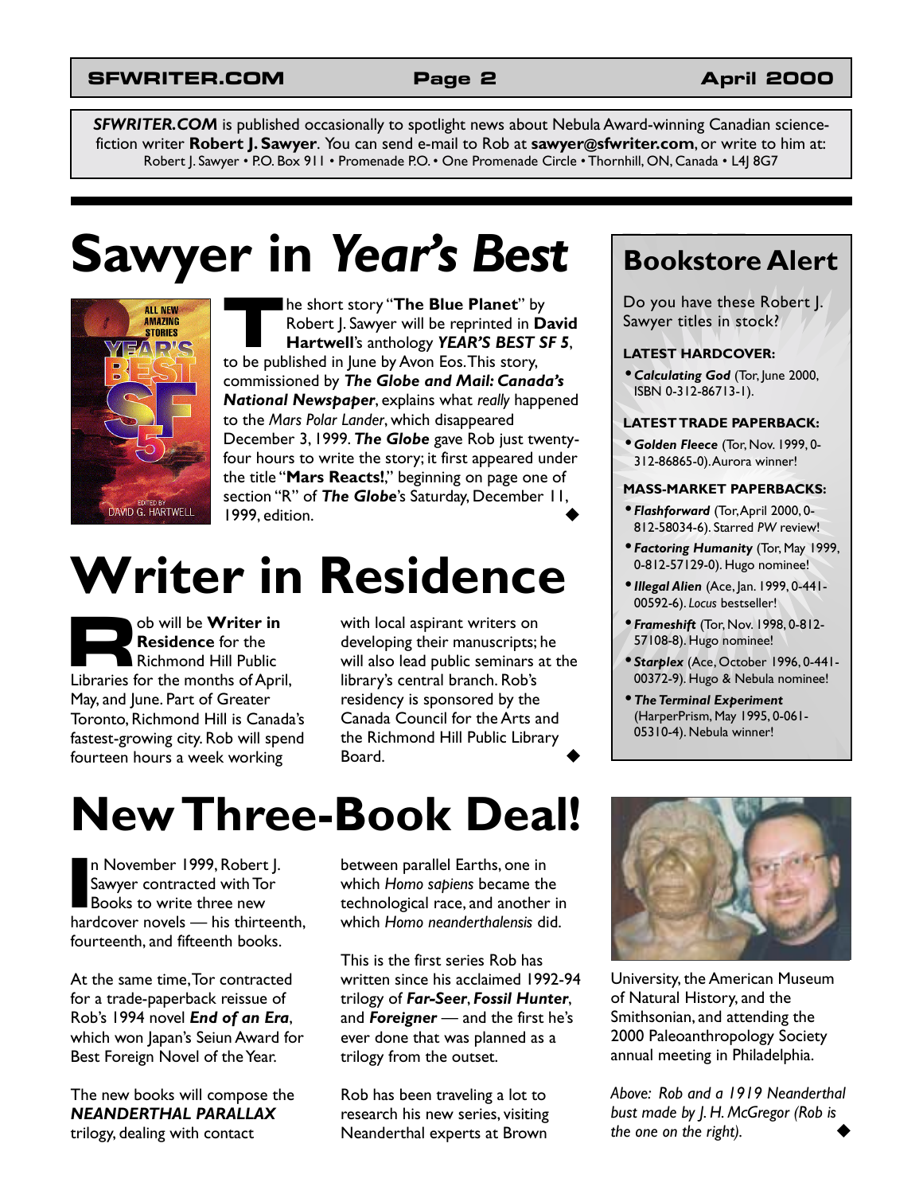*SFWRITER.COM* is published occasionally to spotlight news about Nebula Award-winning Canadian science-fiction writer **Robert J. Sawyer**. You can send e-mail to Rob at **sawyer@sfwriter.com**, or write to him at: Robert J. Sawyer • P.O. Box 911 • Promenade P.O. • One Promenade Circle • Thornhill, ON, Canada • L4J 8G7

# Sawyer in *Year's Best*

The short story "**The Blue Planet**" by Robert J. Sawyer will be reprinted in **David Hartwell**'s anthology ***YEAR'S BEST SF 5***, to be published in June by Avon Eos. This story, commissioned by ***The Globe and Mail: Canada's National Newspaper***, explains what *really* happened to the *Mars Polar Lander*, which disappeared December 3, 1999. ***The Globe*** gave Rob just twenty-four hours to write the story; it first appeared under the title "**Mars Reacts!**," beginning on page one of section "R" of ***The Globe***'s Saturday, December 11, 1999, edition.

# Writer in Residence

Rob will be **Writer in Residence** for the Richmond Hill Public Libraries for the months of April, May, and June. Part of Greater Toronto, Richmond Hill is Canada's fastest-growing city. Rob will spend fourteen hours a week working with local aspirant writers on developing their manuscripts; he will also lead public seminars at the library's central branch. Rob's residency is sponsored by the Canada Council for the Arts and the Richmond Hill Public Library Board.

# New Three-Book Deal!

In November 1999, Robert J. Sawyer contracted with Tor Books to write three new hardcover novels — his thirteenth, fourteenth, and fifteenth books.

At the same time, Tor contracted for a trade-paperback reissue of Rob's 1994 novel ***End of an Era***, which won Japan's Seiun Award for Best Foreign Novel of the Year.

The new books will compose the ***NEANDERTHAL PARALLAX*** trilogy, dealing with contact between parallel Earths, one in which *Homo sapiens* became the technological race, and another in which *Homo neanderthalensis* did.

This is the first series Rob has written since his acclaimed 1992-94 trilogy of ***Far-Seer***, ***Fossil Hunter***, and ***Foreigner*** — and the first he's ever done that was planned as a trilogy from the outset.

Rob has been traveling a lot to research his new series, visiting Neanderthal experts at Brown University, the American Museum of Natural History, and the Smithsonian, and attending the 2000 Paleoanthropology Society annual meeting in Philadelphia.

*Above: Rob and a 1919 Neanderthal bust made by J. H. McGregor (Rob is the one on the right).*

## Bookstore Alert

Do you have these Robert J. Sawyer titles in stock?

**LATEST HARDCOVER:**

- ***Calculating God*** (Tor, June 2000, ISBN 0-312-86713-1).

**LATEST TRADE PAPERBACK:**

- ***Golden Fleece*** (Tor, Nov. 1999, 0-312-86865-0). Aurora winner!

**MASS-MARKET PAPERBACKS:**

- ***Flashforward*** (Tor, April 2000, 0-812-58034-6). Starred *PW* review!
- ***Factoring Humanity*** (Tor, May 1999, 0-812-57129-0). Hugo nominee!
- ***Illegal Alien*** (Ace, Jan. 1999, 0-441-00592-6). *Locus* bestseller!
- ***Frameshift*** (Tor, Nov. 1998, 0-812-57108-8). Hugo nominee!
- ***Starplex*** (Ace, October 1996, 0-441-00372-9). Hugo & Nebula nominee!
- ***The Terminal Experiment*** (HarperPrism, May 1995, 0-061-05310-4). Nebula winner!